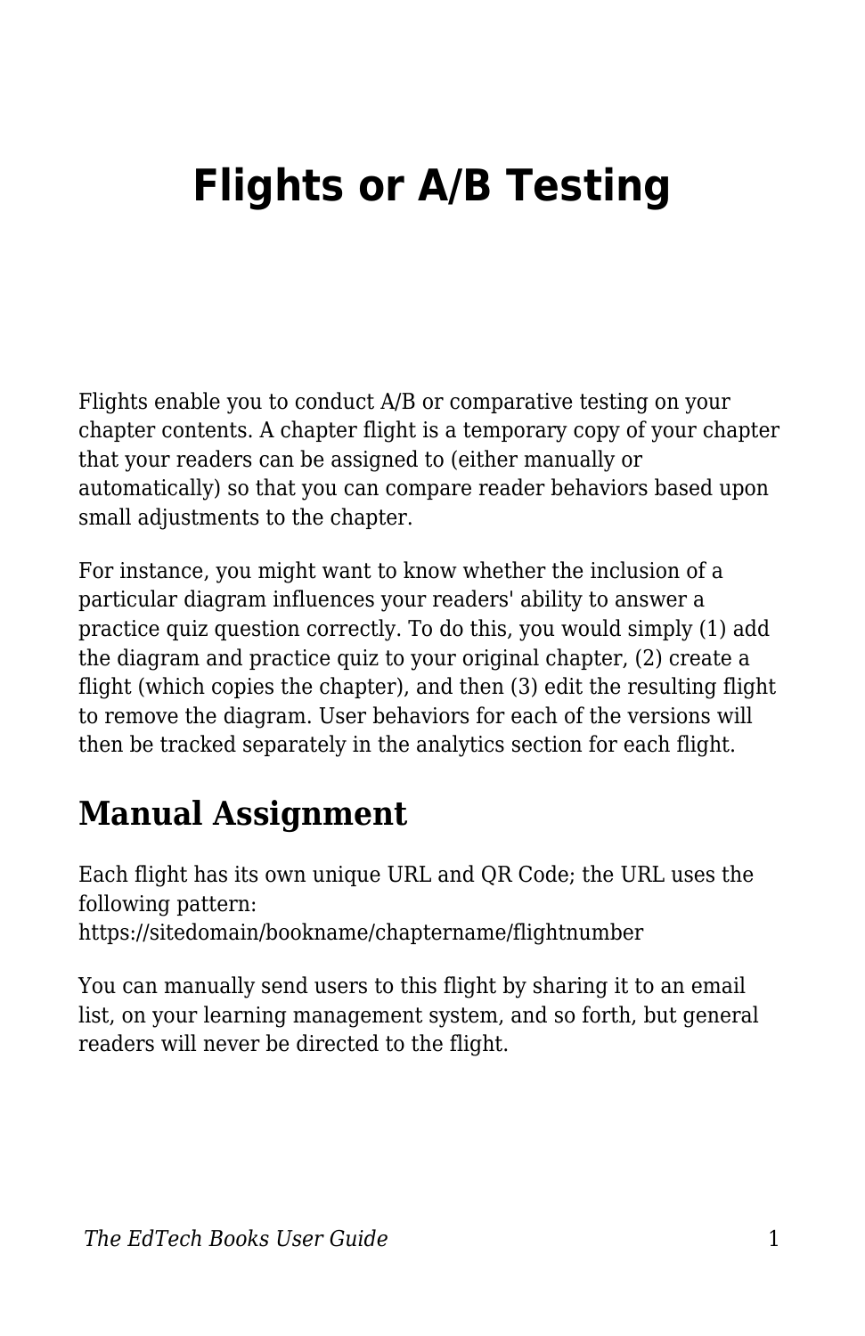# Flights or A/B Testing

Flights enable you to conduct A/B or comparative testing on your chapter contents. A chapter flight is a temporary copy of your chapter that your readers can be assigned to (either manually or automatically) so that you can compare reader behaviors based upon small adjustments to the chapter.

For instance, you might want to know whether the inclusion of a particular diagram influences your readers' ability to answer a practice quiz question correctly. To do this, you would simply (1) add the diagram and practice quiz to your original chapter, (2) create a flight (which copies the chapter), and then (3) edit the resulting flight to remove the diagram. User behaviors for each of the versions will then be tracked separately in the analytics section for each flight.

## Manual Assignment

Each flight has its own unique URL and QR Code; the URL uses the following pattern:
https://sitedomain/bookname/chaptername/flightnumber

You can manually send users to this flight by sharing it to an email list, on your learning management system, and so forth, but general readers will never be directed to the flight.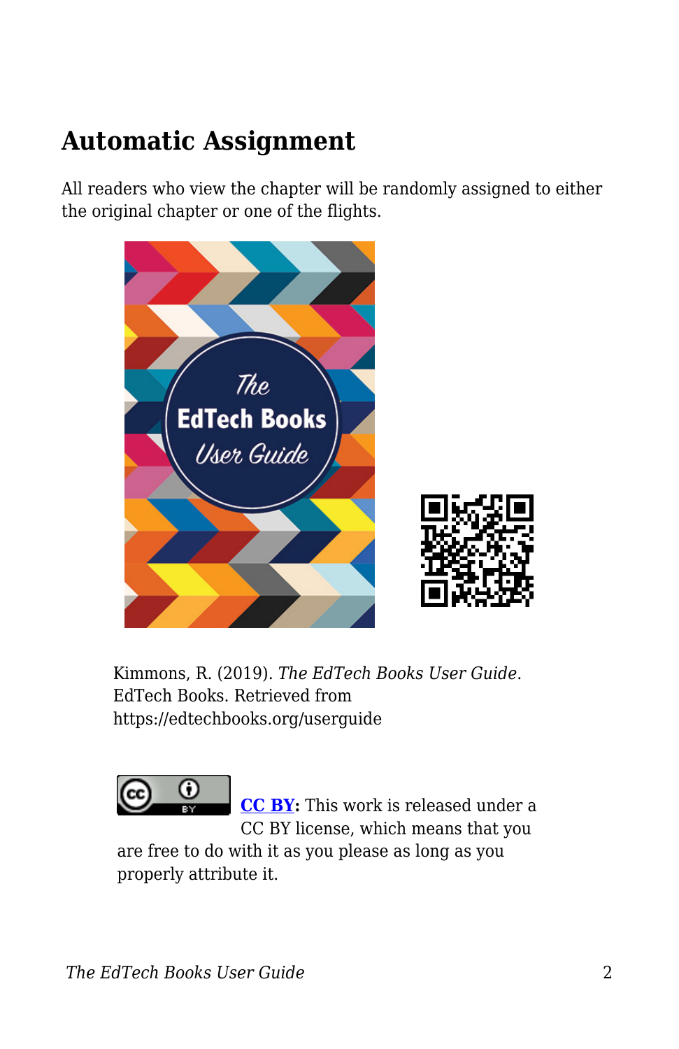## Automatic Assignment

All readers who view the chapter will be randomly assigned to either the original chapter or one of the flights.

Kimmons, R. (2019). *The EdTech Books User Guide*. EdTech Books. Retrieved from https://edtechbooks.org/userguide

**CC BY:** This work is released under a CC BY license, which means that you are free to do with it as you please as long as you properly attribute it.